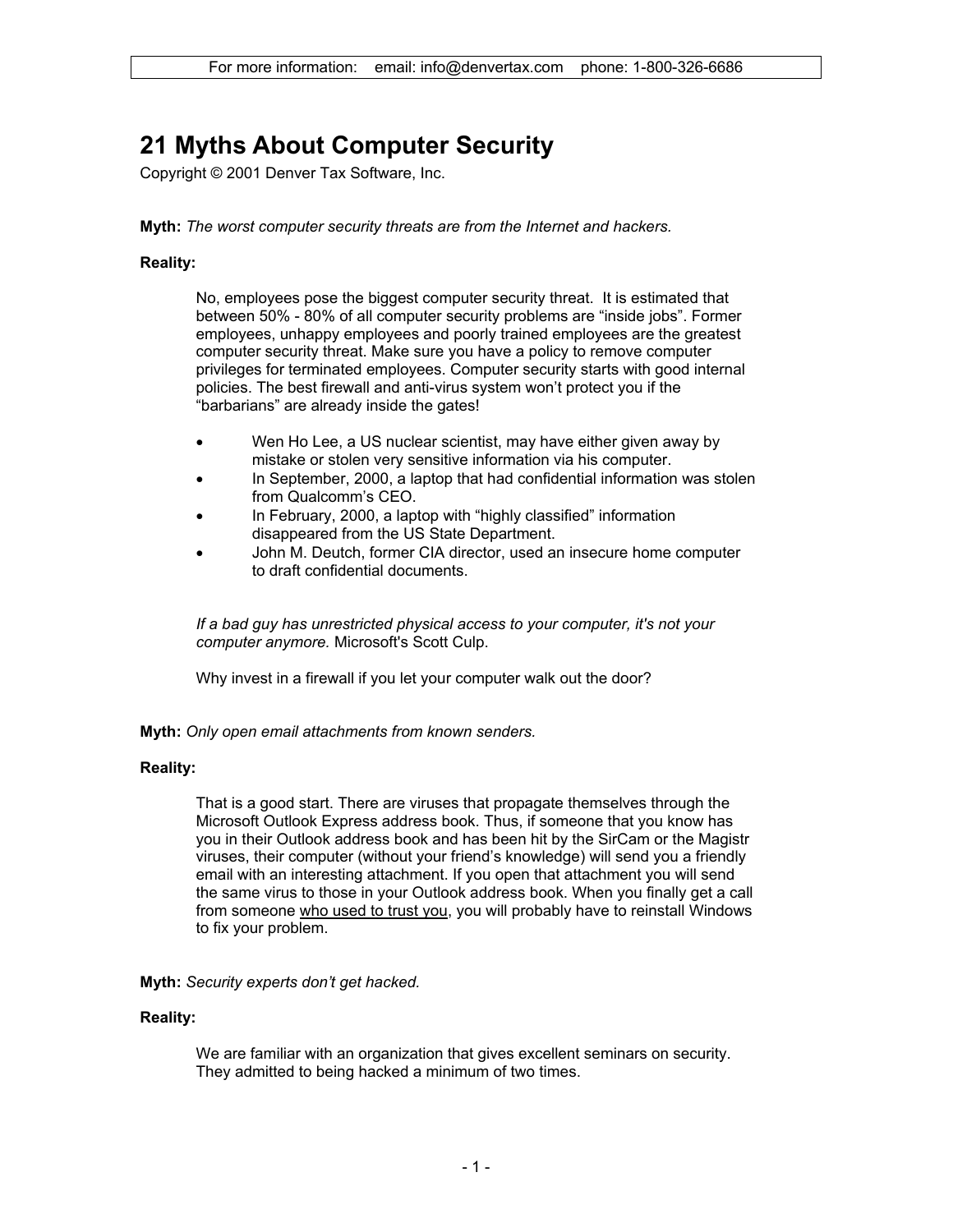For more information: email: info@denvertax.com phone: 1-800-326-6686

# 21 Myths About Computer Security

Copyright © 2001 Denver Tax Software, Inc.

**Myth:** *The worst computer security threats are from the Internet and hackers.*

**Reality:**

No, employees pose the biggest computer security threat. It is estimated that between 50% - 80% of all computer security problems are "inside jobs". Former employees, unhappy employees and poorly trained employees are the greatest computer security threat. Make sure you have a policy to remove computer privileges for terminated employees. Computer security starts with good internal policies. The best firewall and anti-virus system won't protect you if the "barbarians" are already inside the gates!

- Wen Ho Lee, a US nuclear scientist, may have either given away by mistake or stolen very sensitive information via his computer.
- In September, 2000, a laptop that had confidential information was stolen from Qualcomm's CEO.
- In February, 2000, a laptop with "highly classified" information disappeared from the US State Department.
- John M. Deutch, former CIA director, used an insecure home computer to draft confidential documents.

*If a bad guy has unrestricted physical access to your computer, it's not your computer anymore.* Microsoft's Scott Culp.

Why invest in a firewall if you let your computer walk out the door?

**Myth:** *Only open email attachments from known senders.*

**Reality:**

That is a good start. There are viruses that propagate themselves through the Microsoft Outlook Express address book. Thus, if someone that you know has you in their Outlook address book and has been hit by the SirCam or the Magistr viruses, their computer (without your friend's knowledge) will send you a friendly email with an interesting attachment. If you open that attachment you will send the same virus to those in your Outlook address book. When you finally get a call from someone <u>who used to trust you</u>, you will probably have to reinstall Windows to fix your problem.

**Myth:** *Security experts don't get hacked.*

**Reality:**

We are familiar with an organization that gives excellent seminars on security. They admitted to being hacked a minimum of two times.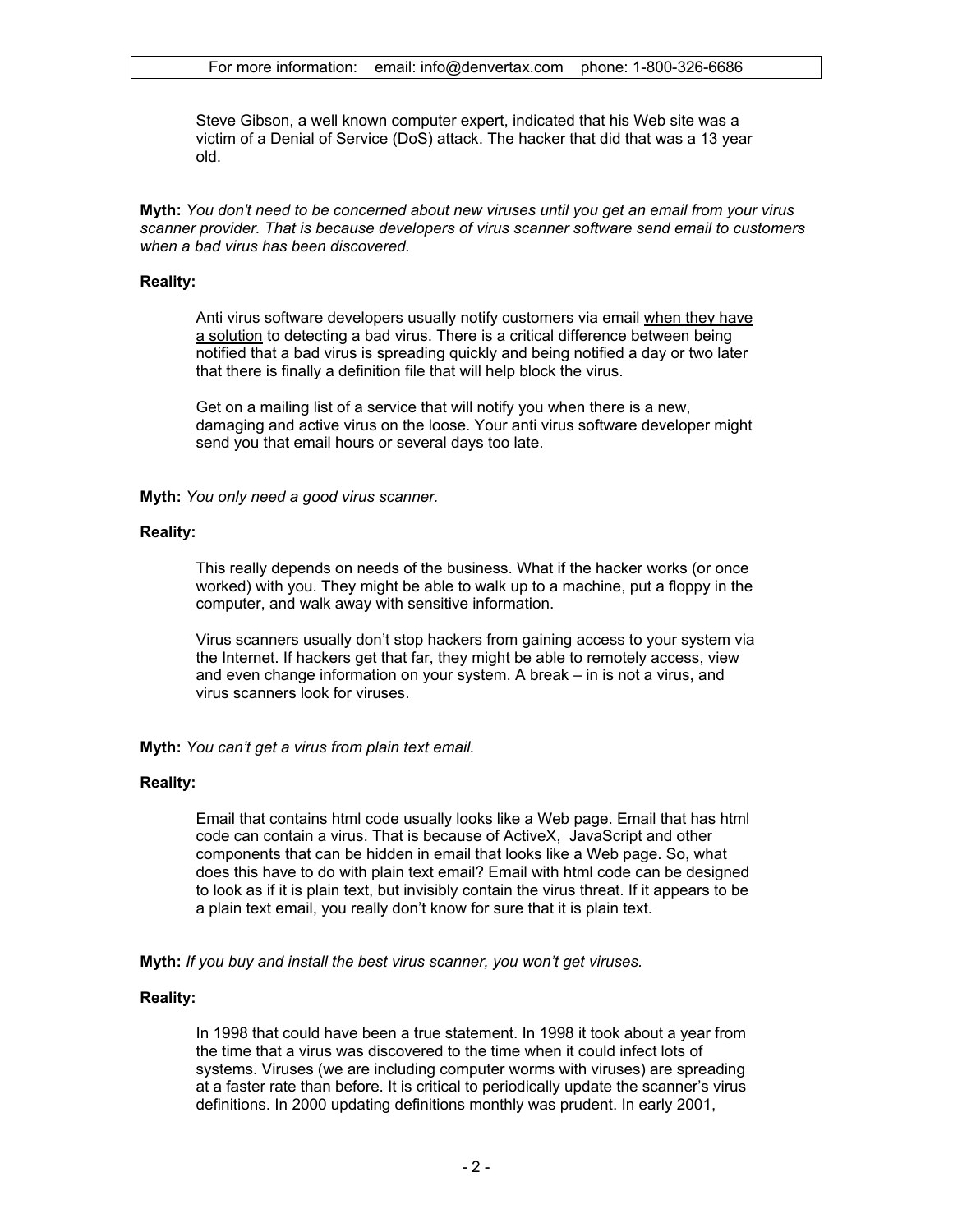Steve Gibson, a well known computer expert, indicated that his Web site was a victim of a Denial of Service (DoS) attack. The hacker that did that was a 13 year old.

**Myth:** *You don't need to be concerned about new viruses until you get an email from your virus scanner provider. That is because developers of virus scanner software send email to customers when a bad virus has been discovered.*

**Reality:**

Anti virus software developers usually notify customers via email <u>when they have a solution</u> to detecting a bad virus. There is a critical difference between being notified that a bad virus is spreading quickly and being notified a day or two later that there is finally a definition file that will help block the virus.

Get on a mailing list of a service that will notify you when there is a new, damaging and active virus on the loose. Your anti virus software developer might send you that email hours or several days too late.

**Myth:** *You only need a good virus scanner.*

**Reality:**

This really depends on needs of the business. What if the hacker works (or once worked) with you. They might be able to walk up to a machine, put a floppy in the computer, and walk away with sensitive information.

Virus scanners usually don't stop hackers from gaining access to your system via the Internet. If hackers get that far, they might be able to remotely access, view and even change information on your system. A break – in is not a virus, and virus scanners look for viruses.

**Myth:** *You can't get a virus from plain text email.*

**Reality:**

Email that contains html code usually looks like a Web page. Email that has html code can contain a virus. That is because of ActiveX, JavaScript and other components that can be hidden in email that looks like a Web page. So, what does this have to do with plain text email? Email with html code can be designed to look as if it is plain text, but invisibly contain the virus threat. If it appears to be a plain text email, you really don't know for sure that it is plain text.

**Myth:** *If you buy and install the best virus scanner, you won't get viruses.*

**Reality:**

In 1998 that could have been a true statement. In 1998 it took about a year from the time that a virus was discovered to the time when it could infect lots of systems. Viruses (we are including computer worms with viruses) are spreading at a faster rate than before. It is critical to periodically update the scanner's virus definitions. In 2000 updating definitions monthly was prudent. In early 2001,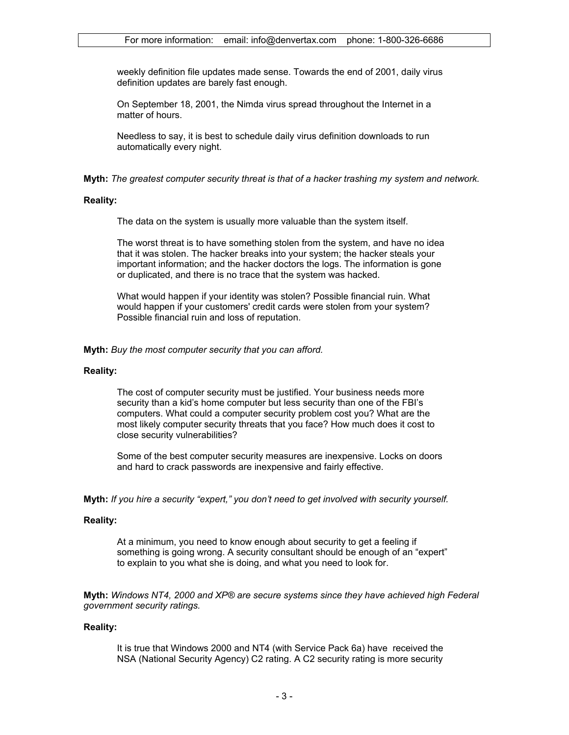weekly definition file updates made sense. Towards the end of 2001, daily virus definition updates are barely fast enough.

On September 18, 2001, the Nimda virus spread throughout the Internet in a matter of hours.

Needless to say, it is best to schedule daily virus definition downloads to run automatically every night.

**Myth:** *The greatest computer security threat is that of a hacker trashing my system and network.*

**Reality:**

The data on the system is usually more valuable than the system itself.

The worst threat is to have something stolen from the system, and have no idea that it was stolen. The hacker breaks into your system; the hacker steals your important information; and the hacker doctors the logs. The information is gone or duplicated, and there is no trace that the system was hacked.

What would happen if your identity was stolen? Possible financial ruin. What would happen if your customers' credit cards were stolen from your system? Possible financial ruin and loss of reputation.

**Myth:** *Buy the most computer security that you can afford.*

**Reality:**

The cost of computer security must be justified. Your business needs more security than a kid's home computer but less security than one of the FBI's computers. What could a computer security problem cost you? What are the most likely computer security threats that you face? How much does it cost to close security vulnerabilities?

Some of the best computer security measures are inexpensive. Locks on doors and hard to crack passwords are inexpensive and fairly effective.

**Myth:** *If you hire a security "expert," you don't need to get involved with security yourself.*

**Reality:**

At a minimum, you need to know enough about security to get a feeling if something is going wrong. A security consultant should be enough of an "expert" to explain to you what she is doing, and what you need to look for.

**Myth:** *Windows NT4, 2000 and XP® are secure systems since they have achieved high Federal government security ratings.*

**Reality:**

It is true that Windows 2000 and NT4 (with Service Pack 6a) have received the NSA (National Security Agency) C2 rating. A C2 security rating is more security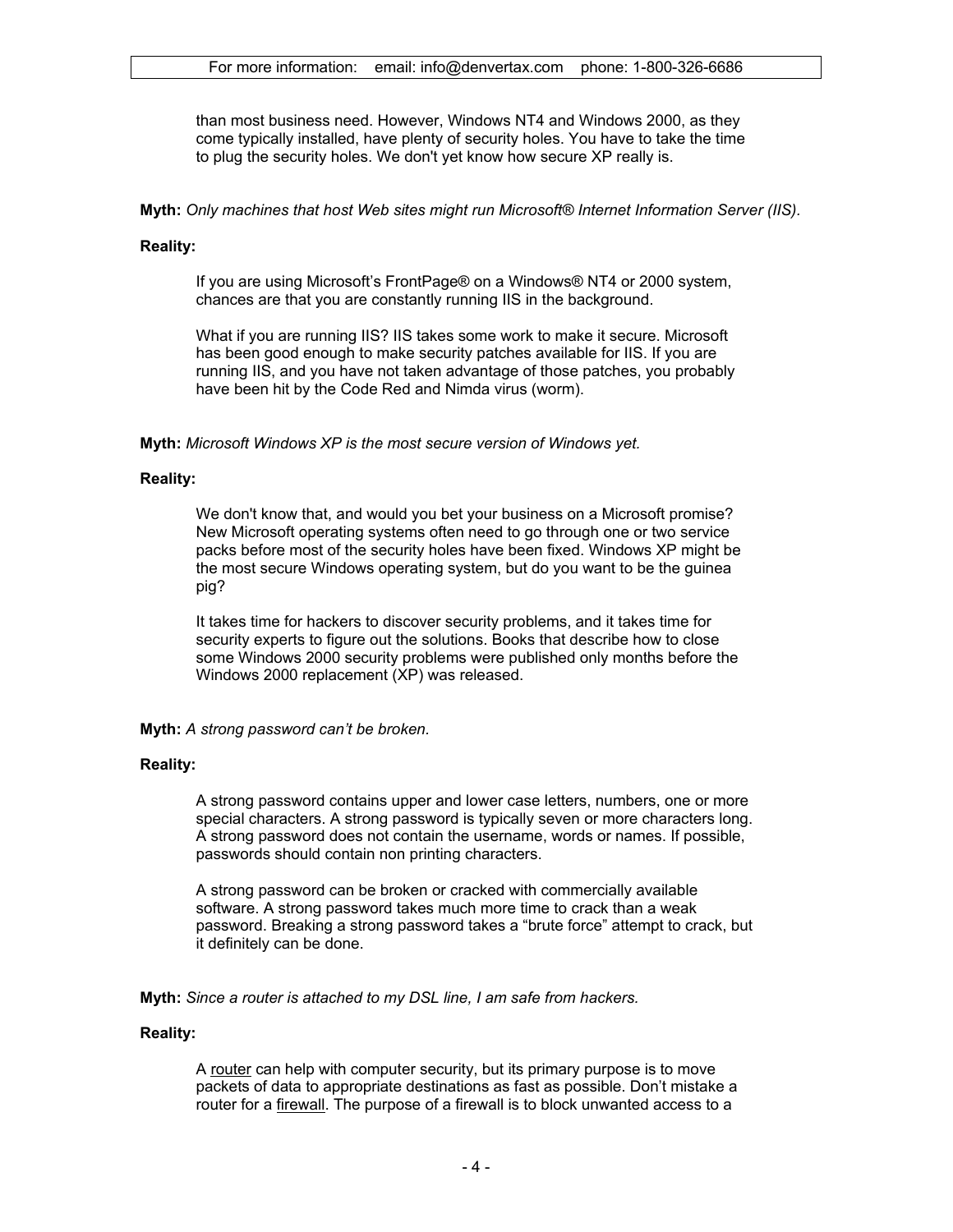than most business need. However, Windows NT4 and Windows 2000, as they come typically installed, have plenty of security holes. You have to take the time to plug the security holes. We don't yet know how secure XP really is.

**Myth:** *Only machines that host Web sites might run Microsoft® Internet Information Server (IIS).*

**Reality:**

If you are using Microsoft's FrontPage® on a Windows® NT4 or 2000 system, chances are that you are constantly running IIS in the background.

What if you are running IIS? IIS takes some work to make it secure. Microsoft has been good enough to make security patches available for IIS. If you are running IIS, and you have not taken advantage of those patches, you probably have been hit by the Code Red and Nimda virus (worm).

**Myth:** *Microsoft Windows XP is the most secure version of Windows yet.*

**Reality:**

We don't know that, and would you bet your business on a Microsoft promise? New Microsoft operating systems often need to go through one or two service packs before most of the security holes have been fixed. Windows XP might be the most secure Windows operating system, but do you want to be the guinea pig?

It takes time for hackers to discover security problems, and it takes time for security experts to figure out the solutions. Books that describe how to close some Windows 2000 security problems were published only months before the Windows 2000 replacement (XP) was released.

**Myth:** *A strong password can't be broken.*

**Reality:**

A strong password contains upper and lower case letters, numbers, one or more special characters. A strong password is typically seven or more characters long. A strong password does not contain the username, words or names. If possible, passwords should contain non printing characters.

A strong password can be broken or cracked with commercially available software. A strong password takes much more time to crack than a weak password. Breaking a strong password takes a "brute force" attempt to crack, but it definitely can be done.

**Myth:** *Since a router is attached to my DSL line, I am safe from hackers.*

**Reality:**

A router can help with computer security, but its primary purpose is to move packets of data to appropriate destinations as fast as possible. Don't mistake a router for a firewall. The purpose of a firewall is to block unwanted access to a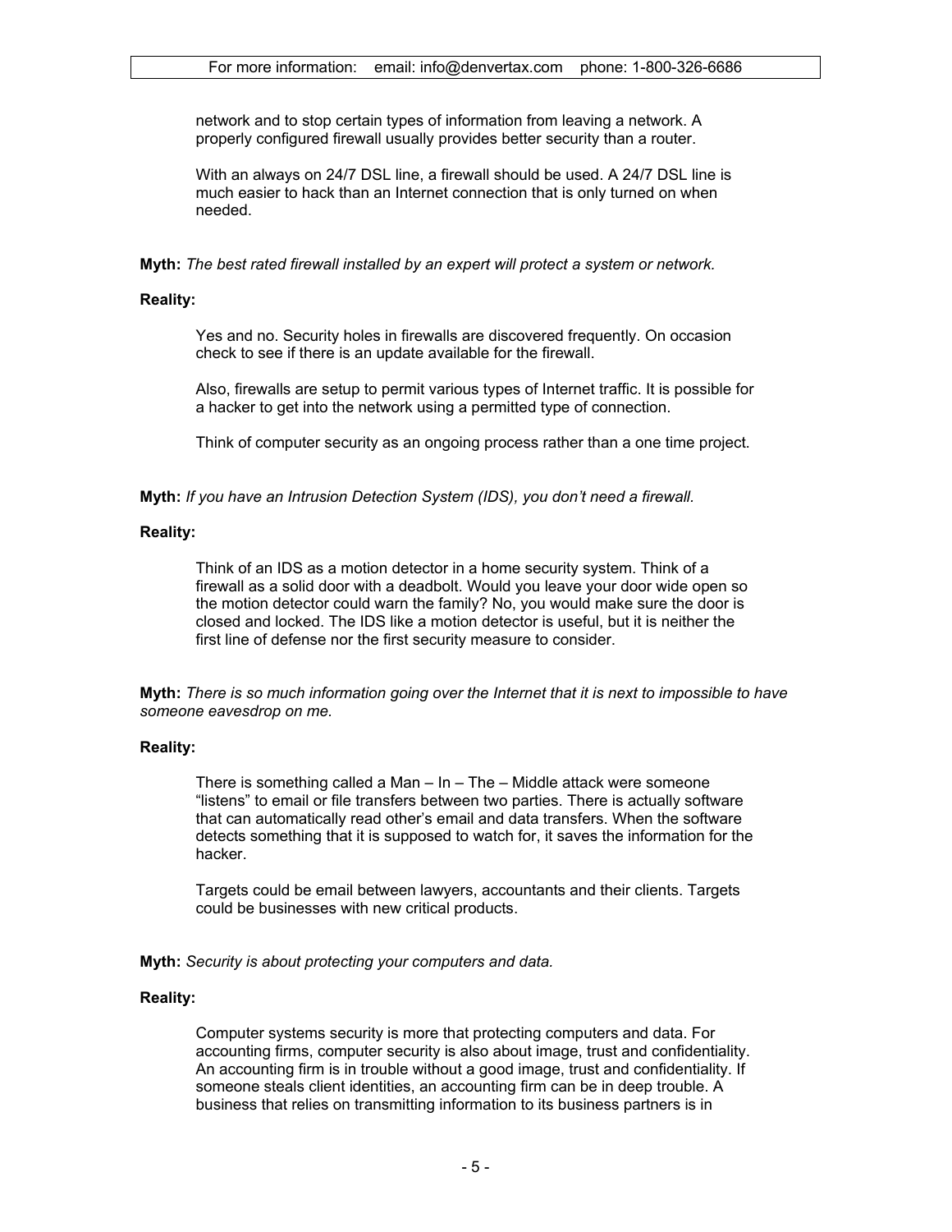network and to stop certain types of information from leaving a network. A properly configured firewall usually provides better security than a router.

With an always on 24/7 DSL line, a firewall should be used. A 24/7 DSL line is much easier to hack than an Internet connection that is only turned on when needed.

**Myth:** *The best rated firewall installed by an expert will protect a system or network.*

**Reality:**

Yes and no. Security holes in firewalls are discovered frequently. On occasion check to see if there is an update available for the firewall.

Also, firewalls are setup to permit various types of Internet traffic. It is possible for a hacker to get into the network using a permitted type of connection.

Think of computer security as an ongoing process rather than a one time project.

**Myth:** *If you have an Intrusion Detection System (IDS), you don't need a firewall.*

**Reality:**

Think of an IDS as a motion detector in a home security system. Think of a firewall as a solid door with a deadbolt. Would you leave your door wide open so the motion detector could warn the family? No, you would make sure the door is closed and locked. The IDS like a motion detector is useful, but it is neither the first line of defense nor the first security measure to consider.

**Myth:** *There is so much information going over the Internet that it is next to impossible to have someone eavesdrop on me.*

**Reality:**

There is something called a Man – In – The – Middle attack were someone "listens" to email or file transfers between two parties. There is actually software that can automatically read other's email and data transfers. When the software detects something that it is supposed to watch for, it saves the information for the hacker.

Targets could be email between lawyers, accountants and their clients. Targets could be businesses with new critical products.

**Myth:** *Security is about protecting your computers and data.*

**Reality:**

Computer systems security is more that protecting computers and data. For accounting firms, computer security is also about image, trust and confidentiality. An accounting firm is in trouble without a good image, trust and confidentiality. If someone steals client identities, an accounting firm can be in deep trouble. A business that relies on transmitting information to its business partners is in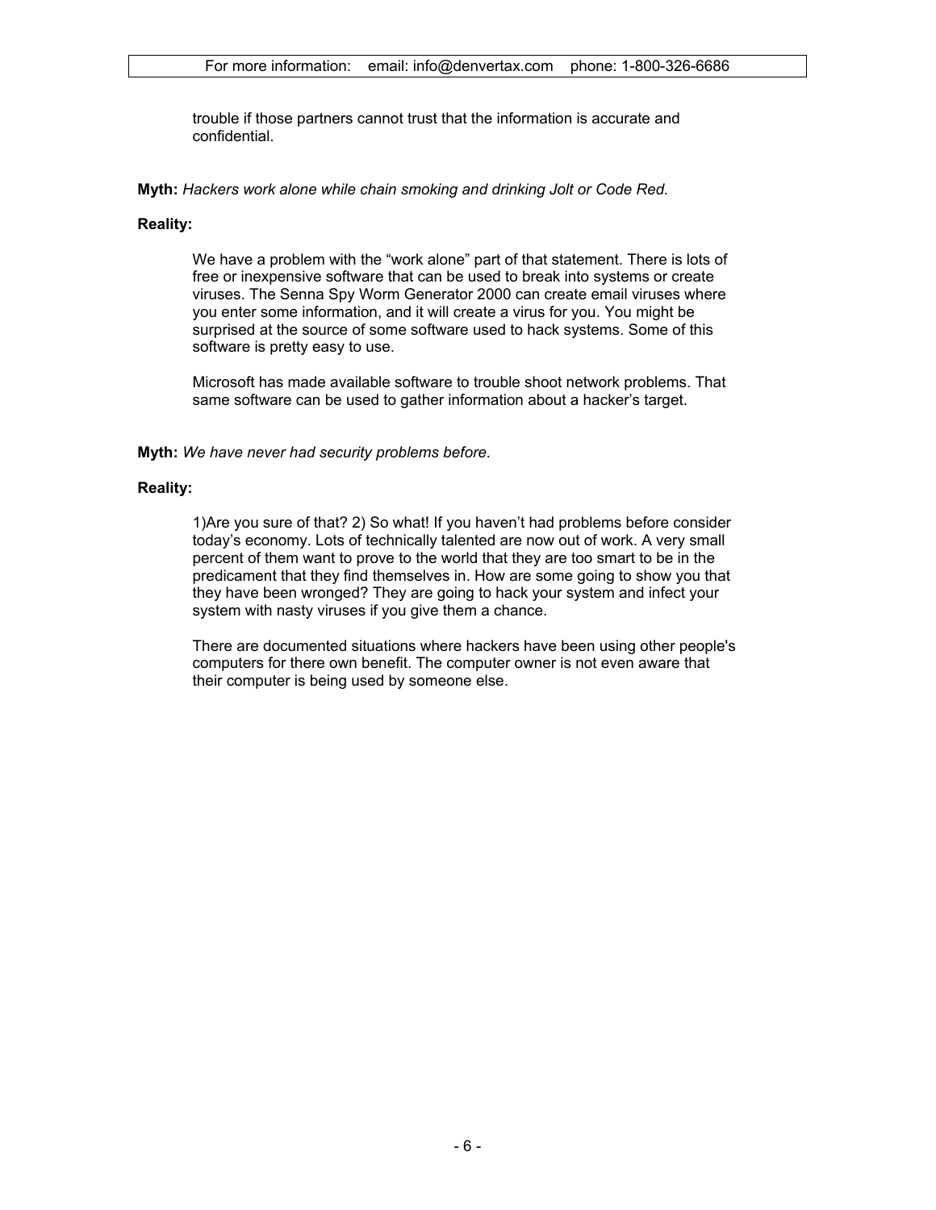trouble if those partners cannot trust that the information is accurate and confidential.

**Myth:** *Hackers work alone while chain smoking and drinking Jolt or Code Red.*

**Reality:**

We have a problem with the “work alone” part of that statement. There is lots of free or inexpensive software that can be used to break into systems or create viruses. The Senna Spy Worm Generator 2000 can create email viruses where you enter some information, and it will create a virus for you. You might be surprised at the source of some software used to hack systems. Some of this software is pretty easy to use.

Microsoft has made available software to trouble shoot network problems. That same software can be used to gather information about a hacker’s target.

**Myth:** *We have never had security problems before.*

**Reality:**

1)Are you sure of that? 2) So what! If you haven’t had problems before consider today’s economy. Lots of technically talented are now out of work. A very small percent of them want to prove to the world that they are too smart to be in the predicament that they find themselves in. How are some going to show you that they have been wronged? They are going to hack your system and infect your system with nasty viruses if you give them a chance.

There are documented situations where hackers have been using other people's computers for there own benefit. The computer owner is not even aware that their computer is being used by someone else.